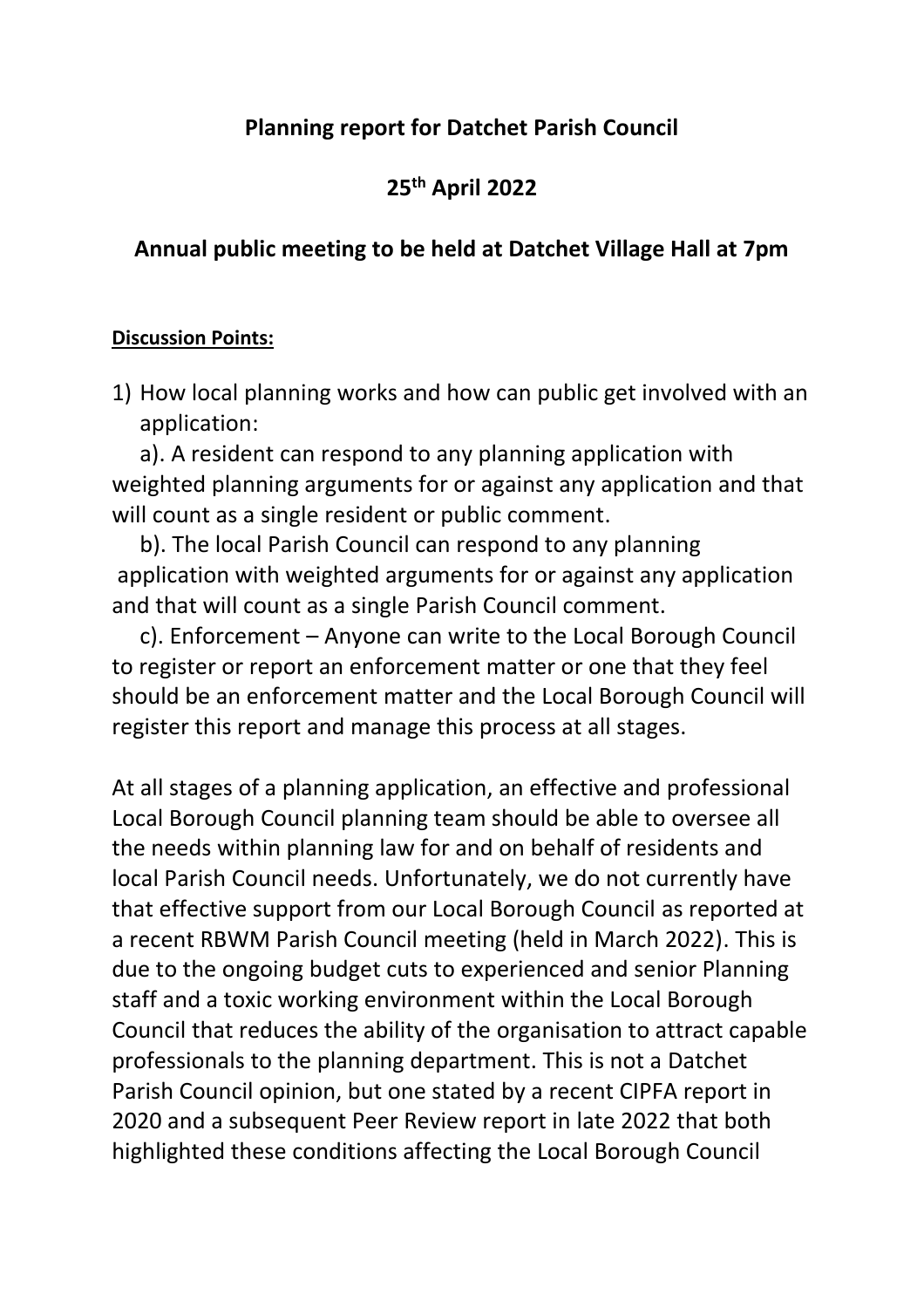**Planning report for Datchet Parish Council**

**25th April 2022**

**Annual public meeting to be held at Datchet Village Hall at 7pm**

**Discussion Points:**

1) How local planning works and how can public get involved with an application:

a). A resident can respond to any planning application with weighted planning arguments for or against any application and that will count as a single resident or public comment.

b). The local Parish Council can respond to any planning application with weighted arguments for or against any application and that will count as a single Parish Council comment.

c). Enforcement – Anyone can write to the Local Borough Council to register or report an enforcement matter or one that they feel should be an enforcement matter and the Local Borough Council will register this report and manage this process at all stages.

At all stages of a planning application, an effective and professional Local Borough Council planning team should be able to oversee all the needs within planning law for and on behalf of residents and local Parish Council needs. Unfortunately, we do not currently have that effective support from our Local Borough Council as reported at a recent RBWM Parish Council meeting (held in March 2022). This is due to the ongoing budget cuts to experienced and senior Planning staff and a toxic working environment within the Local Borough Council that reduces the ability of the organisation to attract capable professionals to the planning department. This is not a Datchet Parish Council opinion, but one stated by a recent CIPFA report in 2020 and a subsequent Peer Review report in late 2022 that both highlighted these conditions affecting the Local Borough Council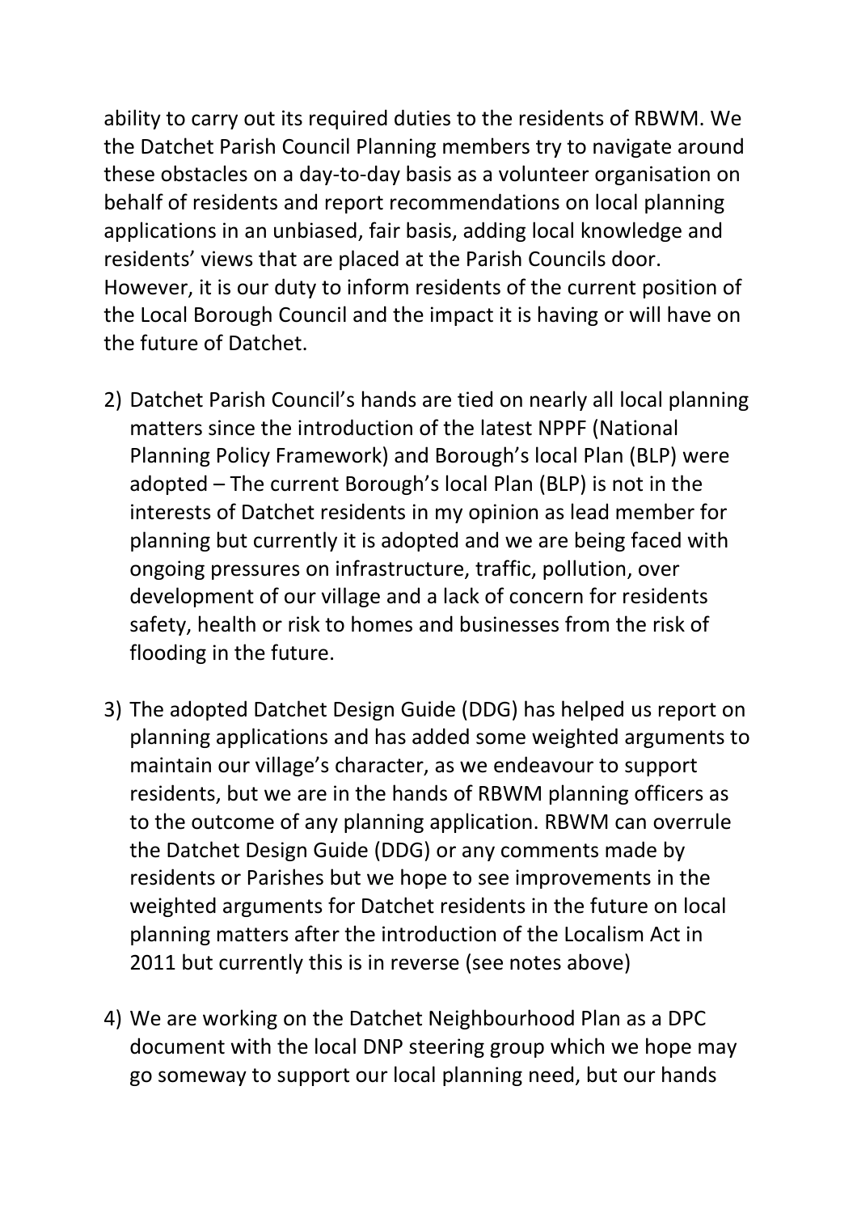ability to carry out its required duties to the residents of RBWM. We the Datchet Parish Council Planning members try to navigate around these obstacles on a day-to-day basis as a volunteer organisation on behalf of residents and report recommendations on local planning applications in an unbiased, fair basis, adding local knowledge and residents' views that are placed at the Parish Councils door. However, it is our duty to inform residents of the current position of the Local Borough Council and the impact it is having or will have on the future of Datchet.

2) Datchet Parish Council's hands are tied on nearly all local planning matters since the introduction of the latest NPPF (National Planning Policy Framework) and Borough's local Plan (BLP) were adopted – The current Borough's local Plan (BLP) is not in the interests of Datchet residents in my opinion as lead member for planning but currently it is adopted and we are being faced with ongoing pressures on infrastructure, traffic, pollution, over development of our village and a lack of concern for residents safety, health or risk to homes and businesses from the risk of flooding in the future.

3) The adopted Datchet Design Guide (DDG) has helped us report on planning applications and has added some weighted arguments to maintain our village's character, as we endeavour to support residents, but we are in the hands of RBWM planning officers as to the outcome of any planning application. RBWM can overrule the Datchet Design Guide (DDG) or any comments made by residents or Parishes but we hope to see improvements in the weighted arguments for Datchet residents in the future on local planning matters after the introduction of the Localism Act in 2011 but currently this is in reverse (see notes above)

4) We are working on the Datchet Neighbourhood Plan as a DPC document with the local DNP steering group which we hope may go someway to support our local planning need, but our hands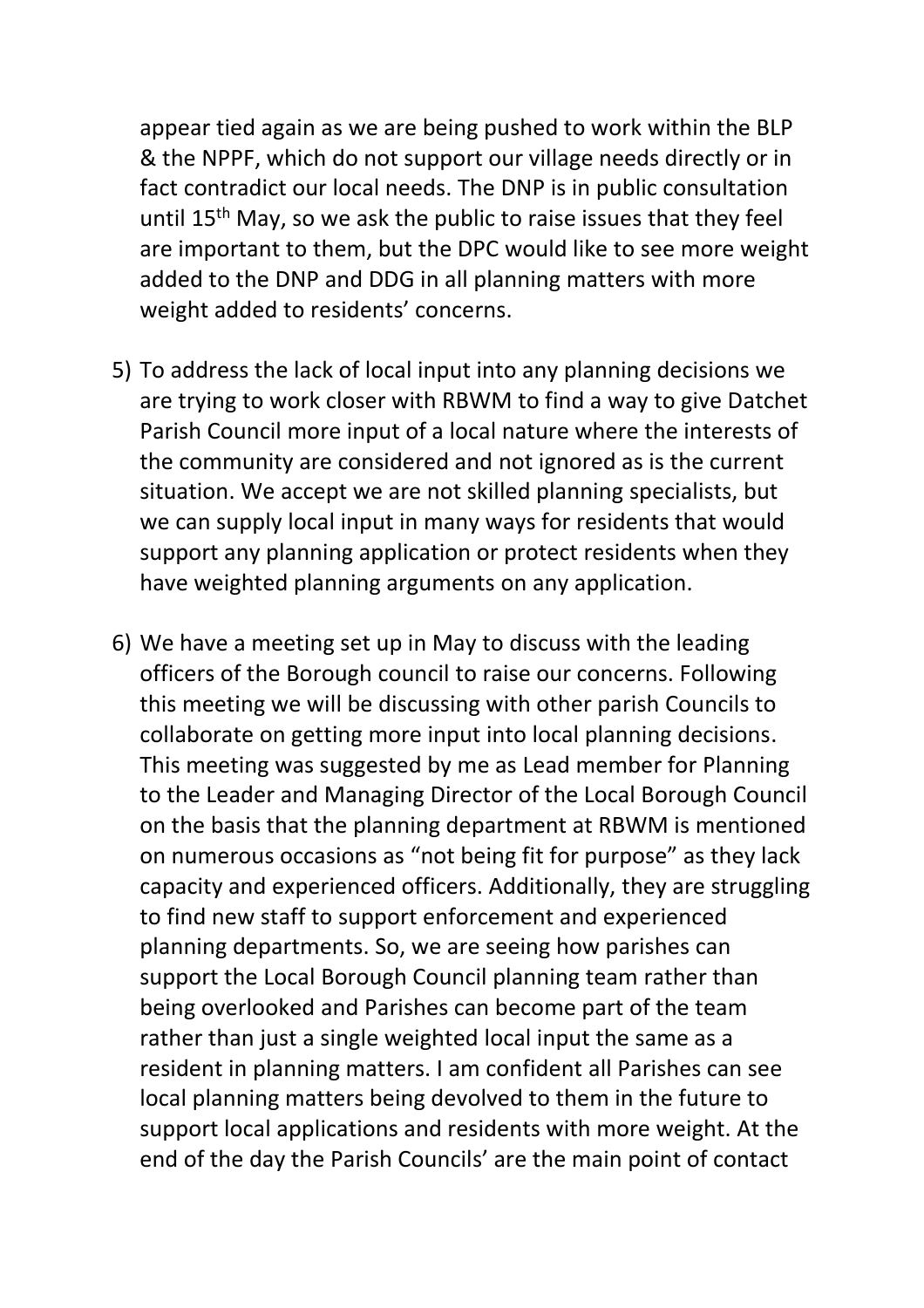appear tied again as we are being pushed to work within the BLP & the NPPF, which do not support our village needs directly or in fact contradict our local needs. The DNP is in public consultation until 15th May, so we ask the public to raise issues that they feel are important to them, but the DPC would like to see more weight added to the DNP and DDG in all planning matters with more weight added to residents' concerns.

5) To address the lack of local input into any planning decisions we are trying to work closer with RBWM to find a way to give Datchet Parish Council more input of a local nature where the interests of the community are considered and not ignored as is the current situation. We accept we are not skilled planning specialists, but we can supply local input in many ways for residents that would support any planning application or protect residents when they have weighted planning arguments on any application.

6) We have a meeting set up in May to discuss with the leading officers of the Borough council to raise our concerns. Following this meeting we will be discussing with other parish Councils to collaborate on getting more input into local planning decisions. This meeting was suggested by me as Lead member for Planning to the Leader and Managing Director of the Local Borough Council on the basis that the planning department at RBWM is mentioned on numerous occasions as "not being fit for purpose" as they lack capacity and experienced officers. Additionally, they are struggling to find new staff to support enforcement and experienced planning departments. So, we are seeing how parishes can support the Local Borough Council planning team rather than being overlooked and Parishes can become part of the team rather than just a single weighted local input the same as a resident in planning matters. I am confident all Parishes can see local planning matters being devolved to them in the future to support local applications and residents with more weight. At the end of the day the Parish Councils' are the main point of contact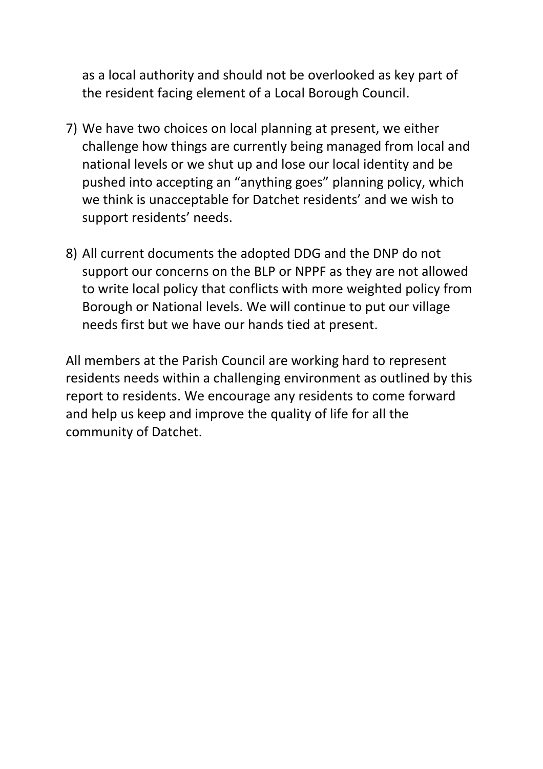as a local authority and should not be overlooked as key part of the resident facing element of a Local Borough Council.

7) We have two choices on local planning at present, we either challenge how things are currently being managed from local and national levels or we shut up and lose our local identity and be pushed into accepting an "anything goes" planning policy, which we think is unacceptable for Datchet residents' and we wish to support residents' needs.

8) All current documents the adopted DDG and the DNP do not support our concerns on the BLP or NPPF as they are not allowed to write local policy that conflicts with more weighted policy from Borough or National levels. We will continue to put our village needs first but we have our hands tied at present.

All members at the Parish Council are working hard to represent residents needs within a challenging environment as outlined by this report to residents. We encourage any residents to come forward and help us keep and improve the quality of life for all the community of Datchet.